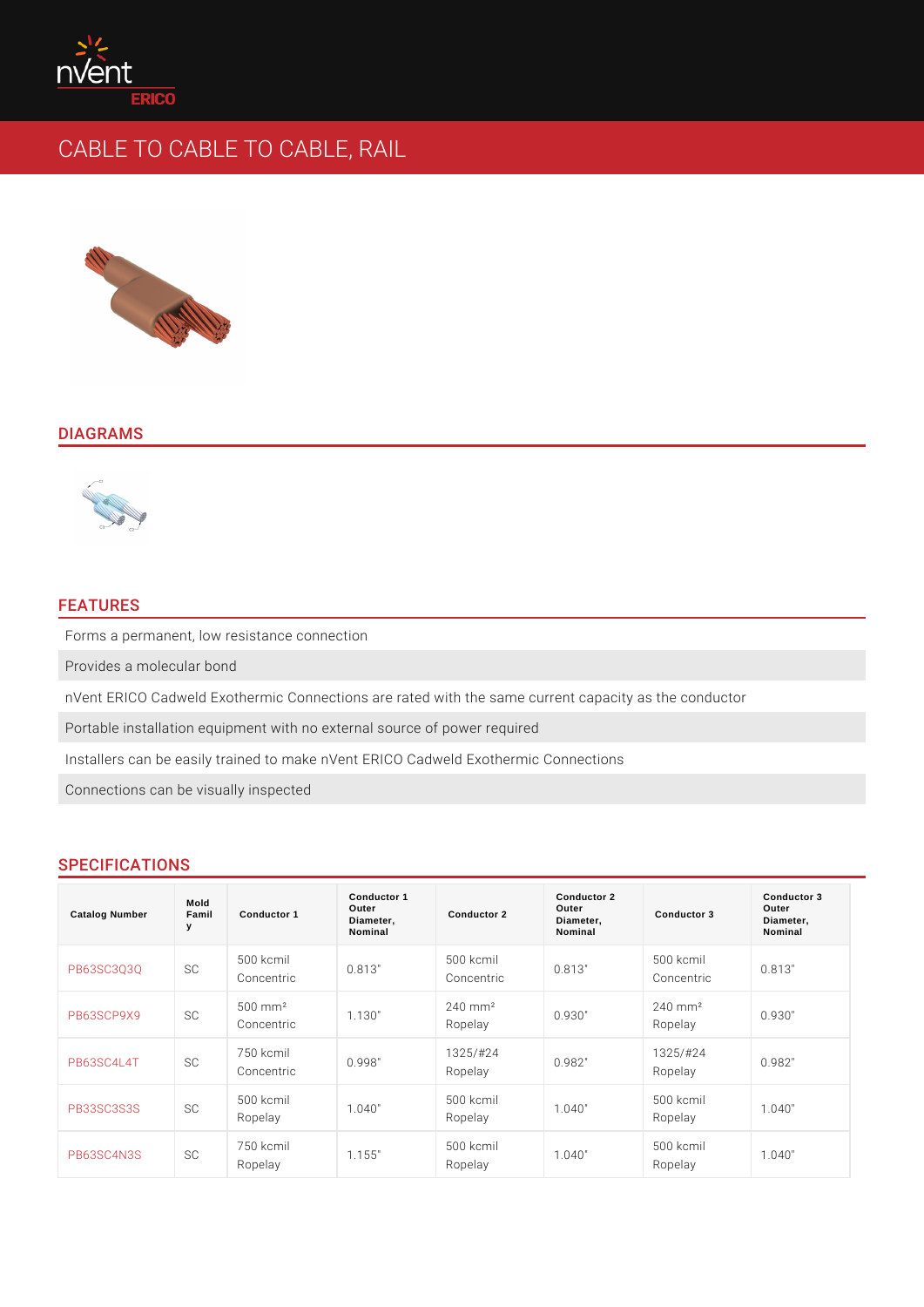# CABLE TO CABLE TO CABLE, RAIL

## DIAGRAMS

## FEATURES

- Forms a permanent, low resistance connection
- Provides a molecular bond
- nVent ERICO Cadweld Exothermic Connections are rated with the same current capacity as the conductor
- Portable installation equipment with no external source of power required
- Installers can be easily trained to make nVent ERICO Cadweld Exothermic Connections
- Connections can be visually inspected

## SPECIFICATIONS

| Catalog Number | Mold Family | Conductor 1 | Conductor 1 Outer Diameter, Nominal | Conductor 2 | Conductor 2 Outer Diameter, Nominal | Conductor 3 | Conductor 3 Outer Diameter, Nominal |
|---|---|---|---|---|---|---|---|
| PB63SC3Q3Q | SC | 500 kcmil Concentric | 0.813" | 500 kcmil Concentric | 0.813" | 500 kcmil Concentric | 0.813" |
| PB63SCP9X9 | SC | 500 mm² Concentric | 1.130" | 240 mm² Ropelay | 0.930" | 240 mm² Ropelay | 0.930" |
| PB63SC4L4T | SC | 750 kcmil Concentric | 0.998" | 1325/#24 Ropelay | 0.982" | 1325/#24 Ropelay | 0.982" |
| PB33SC3S3S | SC | 500 kcmil Ropelay | 1.040" | 500 kcmil Ropelay | 1.040" | 500 kcmil Ropelay | 1.040" |
| PB63SC4N3S | SC | 750 kcmil Ropelay | 1.155" | 500 kcmil Ropelay | 1.040" | 500 kcmil Ropelay | 1.040" |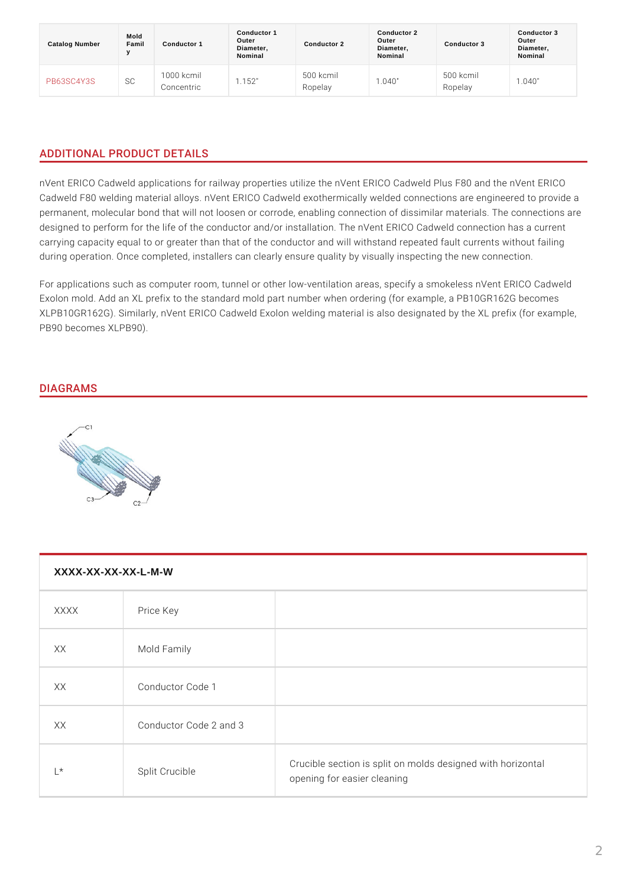| Catalog Number | Mold Family | Conductor 1 | Conductor 1 Outer Diameter, Nominal | Conductor 2 | Conductor 2 Outer Diameter, Nominal | Conductor 3 | Conductor 3 Outer Diameter, Nominal |
|---|---|---|---|---|---|---|---|
| PB63SC4Y3S | SC | 1000 kcmil Concentric | 1.152" | 500 kcmil Ropelay | 1.040" | 500 kcmil Ropelay | 1.040" |

## ADDITIONAL PRODUCT DETAILS

nVent ERICO Cadweld applications for railway properties utilize the nVent ERICO Cadweld Plus F80 and the nVent ERICO Cadweld F80 welding material alloys. nVent ERICO Cadweld exothermically welded connections are engineered to provide a permanent, molecular bond that will not loosen or corrode, enabling connection of dissimilar materials. The connections are designed to perform for the life of the conductor and/or installation. The nVent ERICO Cadweld connection has a current carrying capacity equal to or greater than that of the conductor and will withstand repeated fault currents without failing during operation. Once completed, installers can clearly ensure quality by visually inspecting the new connection.

For applications such as computer room, tunnel or other low-ventilation areas, specify a smokeless nVent ERICO Cadweld Exolon mold. Add an XL prefix to the standard mold part number when ordering (for example, a PB10GR162G becomes XLPB10GR162G). Similarly, nVent ERICO Cadweld Exolon welding material is also designated by the XL prefix (for example, PB90 becomes XLPB90).

## DIAGRAMS

| XXXX-XX-XX-XX-L-M-W | | |
|---|---|---|
| XXXX | Price Key | |
| XX | Mold Family | |
| XX | Conductor Code 1 | |
| XX | Conductor Code 2 and 3 | |
| L* | Split Crucible | Crucible section is split on molds designed with horizontal opening for easier cleaning |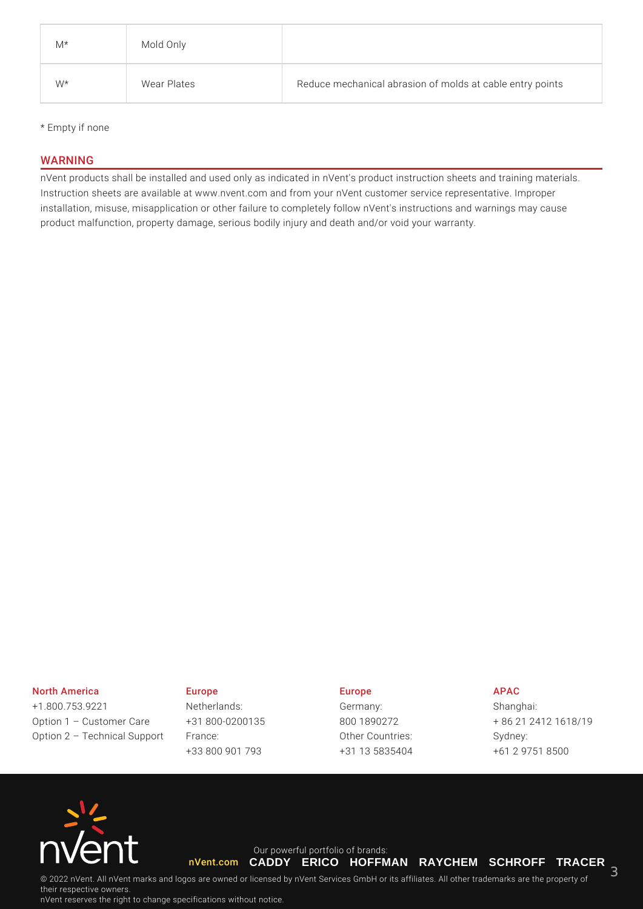| | | |
|---|---|---|
| M* | Mold Only | |
| W* | Wear Plates | Reduce mechanical abrasion of molds at cable entry points |

* Empty if none

## WARNING

nVent products shall be installed and used only as indicated in nVent's product instruction sheets and training materials. Instruction sheets are available at www.nvent.com and from your nVent customer service representative. Improper installation, misuse, misapplication or other failure to completely follow nVent's instructions and warnings may cause product malfunction, property damage, serious bodily injury and death and/or void your warranty.

**North America**
+1.800.753.9221
Option 1 – Customer Care
Option 2 – Technical Support

**Europe**
Netherlands:
+31 800-0200135
France:
+33 800 901 793

**Europe**
Germany:
800 1890272
Other Countries:
+31 13 5835404

**APAC**
Shanghai:
+ 86 21 2412 1618/19
Sydney:
+61 2 9751 8500

Our powerful portfolio of brands:
nVent.com **CADDY ERICO HOFFMAN RAYCHEM SCHROFF TRACER**

© 2022 nVent. All nVent marks and logos are owned or licensed by nVent Services GmbH or its affiliates. All other trademarks are the property of their respective owners.
nVent reserves the right to change specifications without notice.